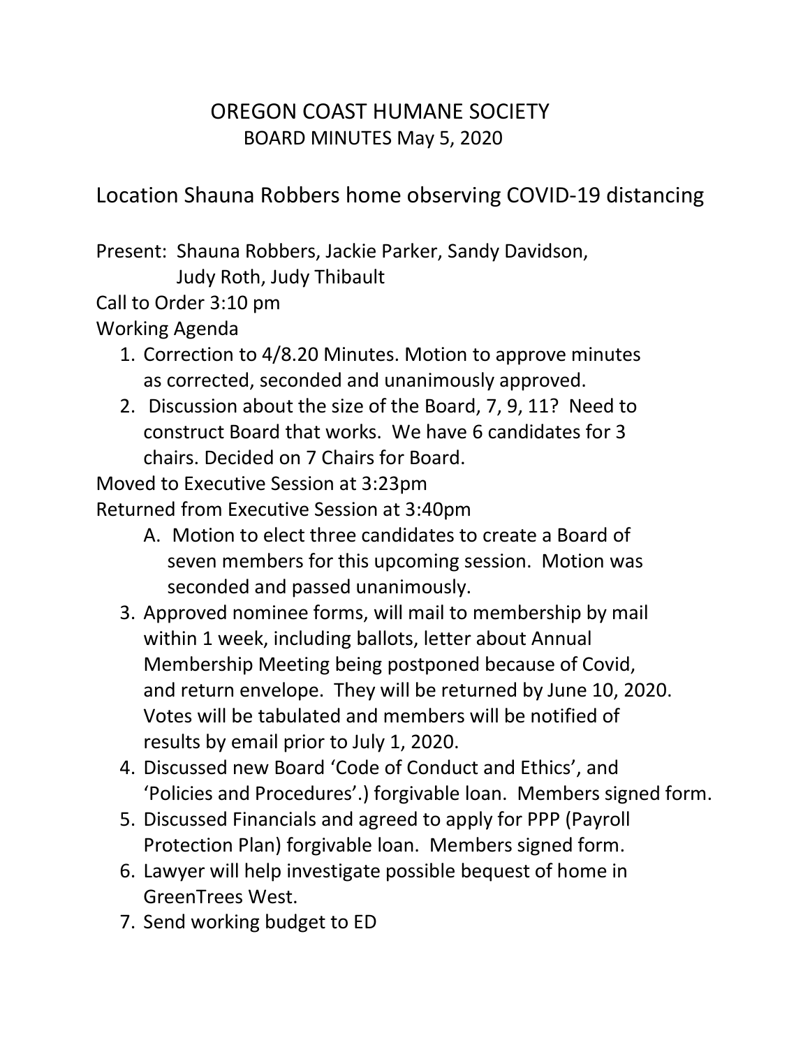# OREGON COAST HUMANE SOCIETY

## BOARD MINUTES May 5, 2020

Location Shauna Robbers home observing COVID-19 distancing

Present: Shauna Robbers, Jackie Parker, Sandy Davidson, Judy Roth, Judy Thibault

Call to Order 3:10 pm

Working Agenda

1. Correction to 4/8.20 Minutes. Motion to approve minutes as corrected, seconded and unanimously approved.
2. Discussion about the size of the Board, 7, 9, 11? Need to construct Board that works. We have 6 candidates for 3 chairs. Decided on 7 Chairs for Board.

Moved to Executive Session at 3:23pm

Returned from Executive Session at 3:40pm

   A. Motion to elect three candidates to create a Board of seven members for this upcoming session. Motion was seconded and passed unanimously.

3. Approved nominee forms, will mail to membership by mail within 1 week, including ballots, letter about Annual Membership Meeting being postponed because of Covid, and return envelope. They will be returned by June 10, 2020. Votes will be tabulated and members will be notified of results by email prior to July 1, 2020.
4. Discussed new Board 'Code of Conduct and Ethics', and 'Policies and Procedures'.) forgivable loan. Members signed form.
5. Discussed Financials and agreed to apply for PPP (Payroll Protection Plan) forgivable loan. Members signed form.
6. Lawyer will help investigate possible bequest of home in GreenTrees West.
7. Send working budget to ED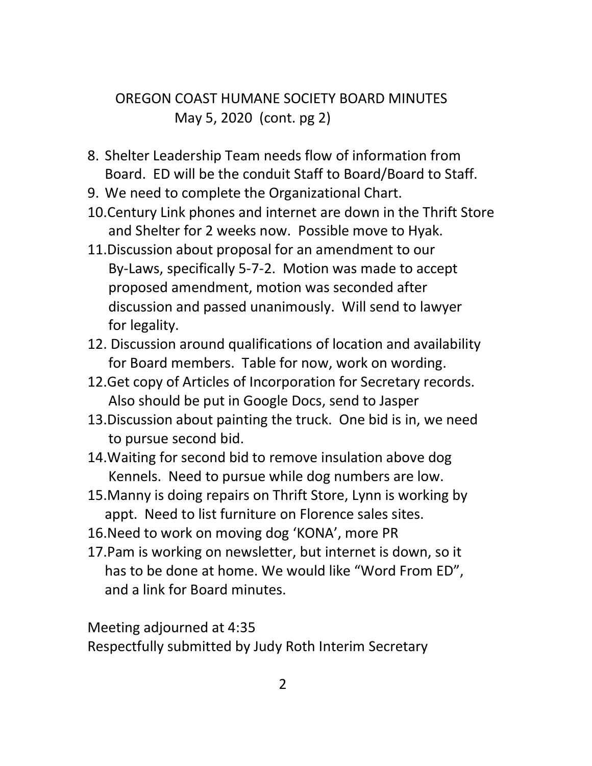# OREGON COAST HUMANE SOCIETY BOARD MINUTES

May 5, 2020 (cont. pg 2)

8. Shelter Leadership Team needs flow of information from Board. ED will be the conduit Staff to Board/Board to Staff.
9. We need to complete the Organizational Chart.
10. Century Link phones and internet are down in the Thrift Store and Shelter for 2 weeks now. Possible move to Hyak.
11. Discussion about proposal for an amendment to our By-Laws, specifically 5-7-2. Motion was made to accept proposed amendment, motion was seconded after discussion and passed unanimously. Will send to lawyer for legality.
12. Discussion around qualifications of location and availability for Board members. Table for now, work on wording.
12. Get copy of Articles of Incorporation for Secretary records. Also should be put in Google Docs, send to Jasper
13. Discussion about painting the truck. One bid is in, we need to pursue second bid.
14. Waiting for second bid to remove insulation above dog Kennels. Need to pursue while dog numbers are low.
15. Manny is doing repairs on Thrift Store, Lynn is working by appt. Need to list furniture on Florence sales sites.
16. Need to work on moving dog 'KONA', more PR
17. Pam is working on newsletter, but internet is down, so it has to be done at home. We would like "Word From ED", and a link for Board minutes.

Meeting adjourned at 4:35

Respectfully submitted by Judy Roth Interim Secretary